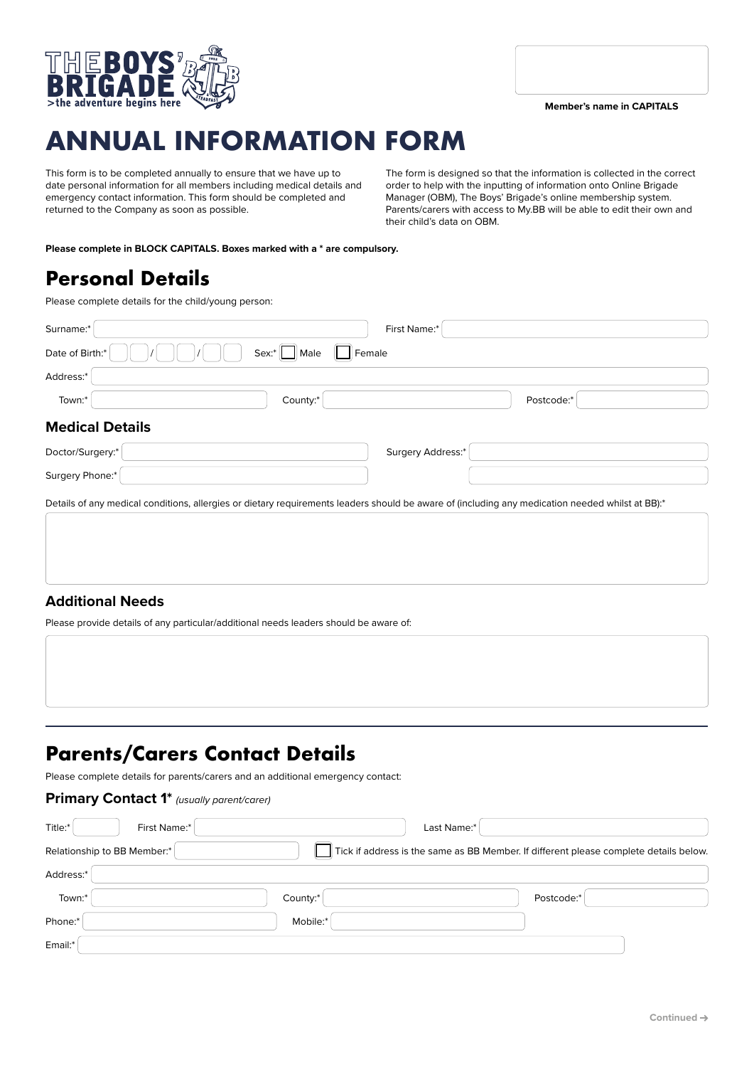Member's name in CAPITALS

# ANNUAL INFORMATION FORM

This form is to be completed annually to ensure that we have up to date personal information for all members including medical details and emergency contact information. This form should be completed and returned to the Company as soon as possible.

The form is designed so that the information is collected in the correct order to help with the inputting of information onto Online Brigade Manager (OBM), The Boys' Brigade's online membership system. Parents/carers with access to My.BB will be able to edit their own and their child's data on OBM.

**Please complete in BLOCK CAPITALS. Boxes marked with a * are compulsory.**

## Personal Details

Please complete details for the child/young person:

Surname:* 

First Name:*

Date of Birth:* __ __ / __ __ / __ __

Sex:* ☐ Male ☐ Female

Address:*

Town:* 

County:* 

Postcode:*

### Medical Details

Doctor/Surgery:* 

Surgery Address:*

Surgery Phone:*

Details of any medical conditions, allergies or dietary requirements leaders should be aware of (including any medication needed whilst at BB):*

### Additional Needs

Please provide details of any particular/additional needs leaders should be aware of:

## Parents/Carers Contact Details

Please complete details for parents/carers and an additional emergency contact:

### Primary Contact 1* *(usually parent/carer)*

Title:* 

First Name:* 

Last Name:*

Relationship to BB Member:* 

☐ Tick if address is the same as BB Member. If different please complete details below.

Address:*

Town:* 

County:* 

Postcode:*

Phone:* 

Mobile:*

Email:*

Continued →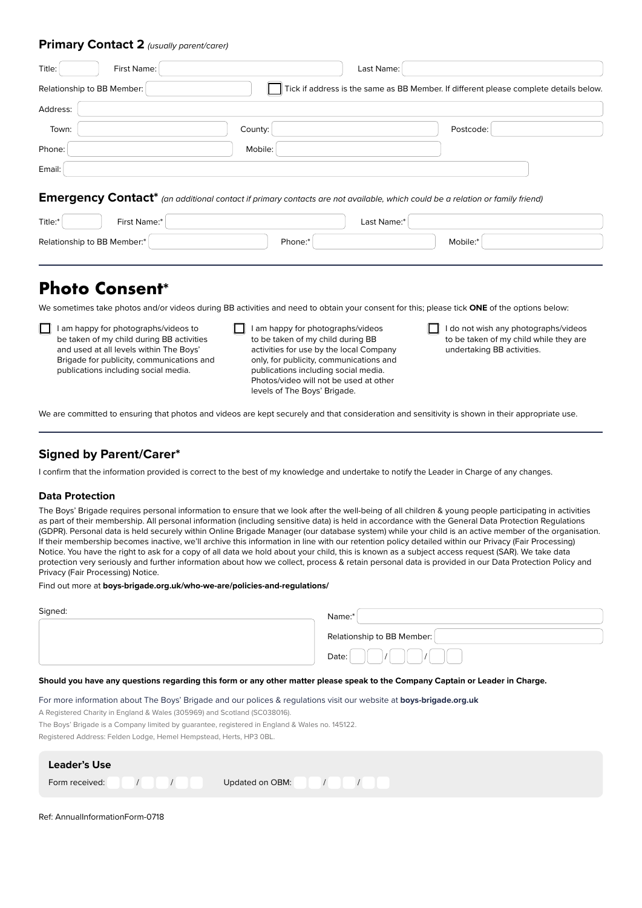## Primary Contact 2 *(usually parent/carer)*

Title: First Name: Last Name:

Relationship to BB Member: ☐ Tick if address is the same as BB Member. If different please complete details below.

Address:

Town: County: Postcode:

Phone: Mobile:

Email:

## Emergency Contact* *(an additional contact if primary contacts are not available, which could be a relation or family friend)*

Title:* First Name:* Last Name:*

Relationship to BB Member:* Phone:* Mobile:*

# Photo Consent*

We sometimes take photos and/or videos during BB activities and need to obtain your consent for this; please tick **ONE** of the options below:

☐ I am happy for photographs/videos to be taken of my child during BB activities and used at all levels within The Boys' Brigade for publicity, communications and publications including social media.

☐ I am happy for photographs/videos to be taken of my child during BB activities for use by the local Company only, for publicity, communications and publications including social media. Photos/video will not be used at other levels of The Boys' Brigade.

☐ I do not wish any photographs/videos to be taken of my child while they are undertaking BB activities.

We are committed to ensuring that photos and videos are kept securely and that consideration and sensitivity is shown in their appropriate use.

## Signed by Parent/Carer*

I confirm that the information provided is correct to the best of my knowledge and undertake to notify the Leader in Charge of any changes.

### Data Protection

The Boys' Brigade requires personal information to ensure that we look after the well-being of all children & young people participating in activities as part of their membership. All personal information (including sensitive data) is held in accordance with the General Data Protection Regulations (GDPR). Personal data is held securely within Online Brigade Manager (our database system) while your child is an active member of the organisation. If their membership becomes inactive, we'll archive this information in line with our retention policy detailed within our Privacy (Fair Processing) Notice. You have the right to ask for a copy of all data we hold about your child, this is known as a subject access request (SAR). We take data protection very seriously and further information about how we collect, process & retain personal data is provided in our Data Protection Policy and Privacy (Fair Processing) Notice.

Find out more at **boys-brigade.org.uk/who-we-are/policies-and-regulations/**

Signed:

Name:*

Relationship to BB Member:

Date: / /

**Should you have any questions regarding this form or any other matter please speak to the Company Captain or Leader in Charge.**

For more information about The Boys' Brigade and our polices & regulations visit our website at **boys-brigade.org.uk**

A Registered Charity in England & Wales (305969) and Scotland (SC038016).

The Boys' Brigade is a Company limited by guarantee, registered in England & Wales no. 145122.

Registered Address: Felden Lodge, Hemel Hempstead, Herts, HP3 0BL.

### Leader's Use

Form received: / / Updated on OBM: / /

Ref: AnnualInformationForm-0718